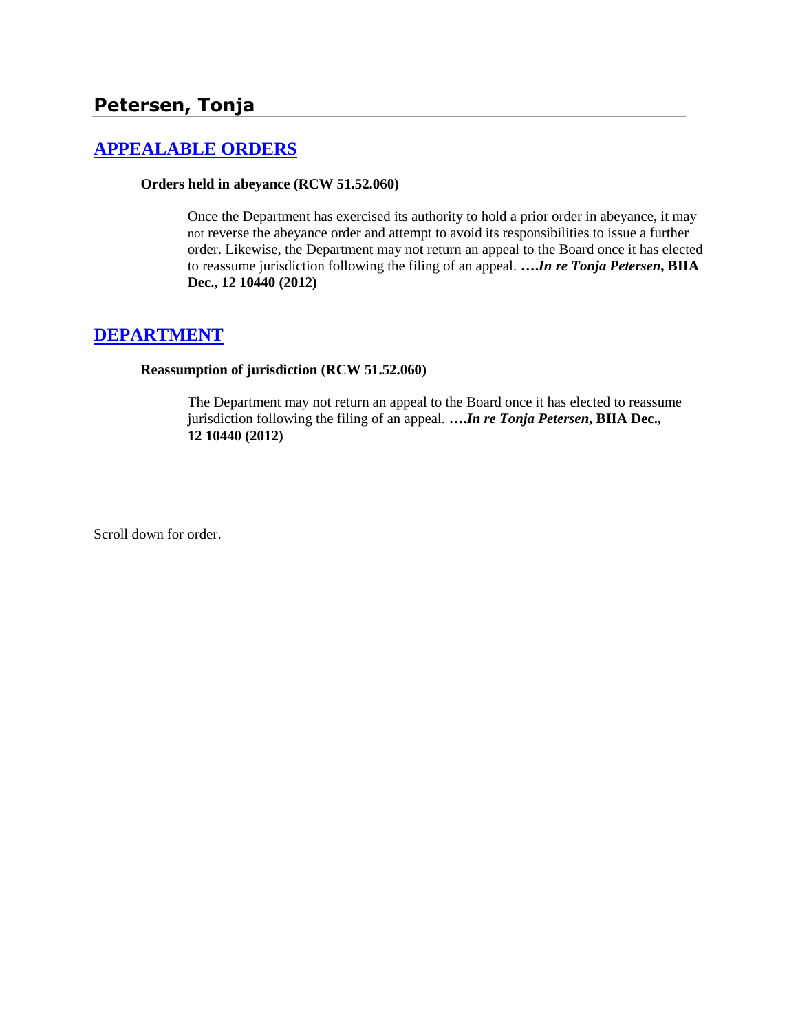## Petersen, Tonja

### [APPEALABLE ORDERS]

**Orders held in abeyance (RCW 51.52.060)**

Once the Department has exercised its authority to hold a prior order in abeyance, it may not reverse the abeyance order and attempt to avoid its responsibilities to issue a further order. Likewise, the Department may not return an appeal to the Board once it has elected to reassume jurisdiction following the filing of an appeal. ****….In re Tonja Petersen*, BIIA Dec., 12 10440 (2012)**

### [DEPARTMENT]

**Reassumption of jurisdiction (RCW 51.52.060)**

The Department may not return an appeal to the Board once it has elected to reassume jurisdiction following the filing of an appeal. ****….In re Tonja Petersen*, BIIA Dec., 12 10440 (2012)**

Scroll down for order.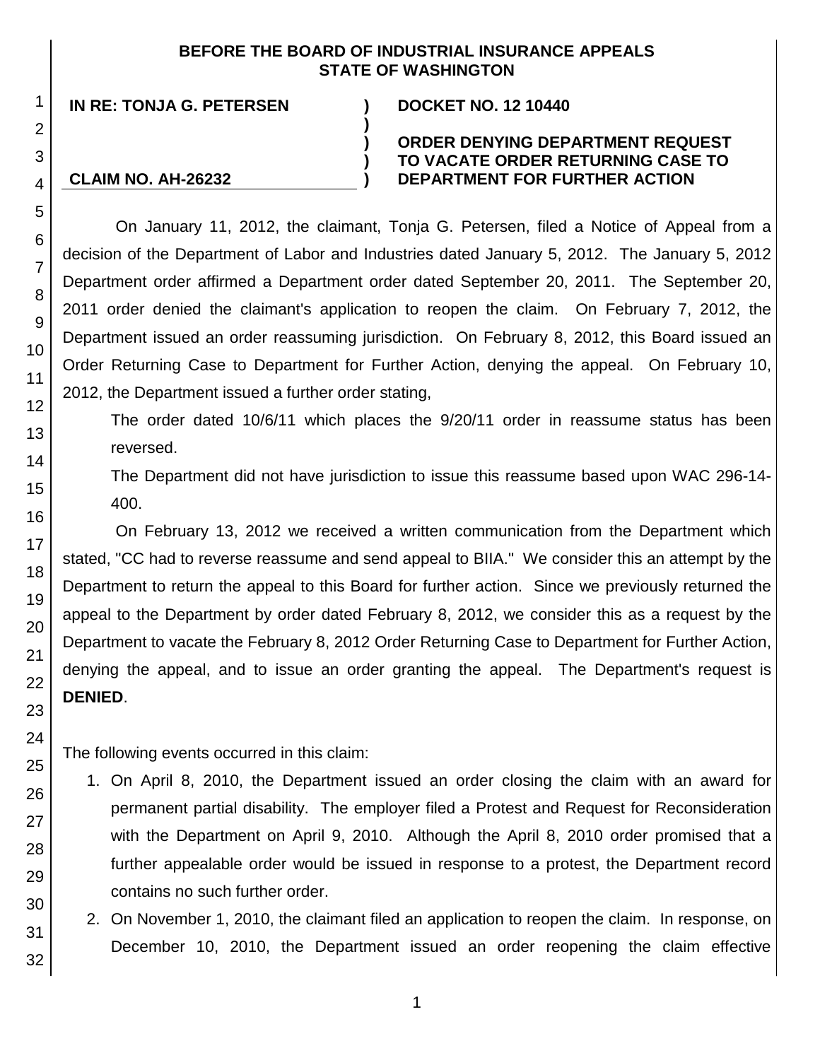**BEFORE THE BOARD OF INDUSTRIAL INSURANCE APPEALS**
**STATE OF WASHINGTON**

| | | |
|---|---|---|
| **IN RE: TONJA G. PETERSEN** | **)** | **DOCKET NO. 12 10440** |
| | **)** | |
| | **)** | **ORDER DENYING DEPARTMENT REQUEST TO VACATE ORDER RETURNING CASE TO DEPARTMENT FOR FURTHER ACTION** |
| **CLAIM NO. AH-26232** | **)** | |

On January 11, 2012, the claimant, Tonja G. Petersen, filed a Notice of Appeal from a decision of the Department of Labor and Industries dated January 5, 2012. The January 5, 2012 Department order affirmed a Department order dated September 20, 2011. The September 20, 2011 order denied the claimant's application to reopen the claim. On February 7, 2012, the Department issued an order reassuming jurisdiction. On February 8, 2012, this Board issued an Order Returning Case to Department for Further Action, denying the appeal. On February 10, 2012, the Department issued a further order stating,

> The order dated 10/6/11 which places the 9/20/11 order in reassume status has been reversed.
>
> The Department did not have jurisdiction to issue this reassume based upon WAC 296-14-400.

On February 13, 2012 we received a written communication from the Department which stated, "CC had to reverse reassume and send appeal to BIIA." We consider this an attempt by the Department to return the appeal to this Board for further action. Since we previously returned the appeal to the Department by order dated February 8, 2012, we consider this as a request by the Department to vacate the February 8, 2012 Order Returning Case to Department for Further Action, denying the appeal, and to issue an order granting the appeal. The Department's request is **DENIED**.

The following events occurred in this claim:

1. On April 8, 2010, the Department issued an order closing the claim with an award for permanent partial disability. The employer filed a Protest and Request for Reconsideration with the Department on April 9, 2010. Although the April 8, 2010 order promised that a further appealable order would be issued in response to a protest, the Department record contains no such further order.
2. On November 1, 2010, the claimant filed an application to reopen the claim. In response, on December 10, 2010, the Department issued an order reopening the claim effective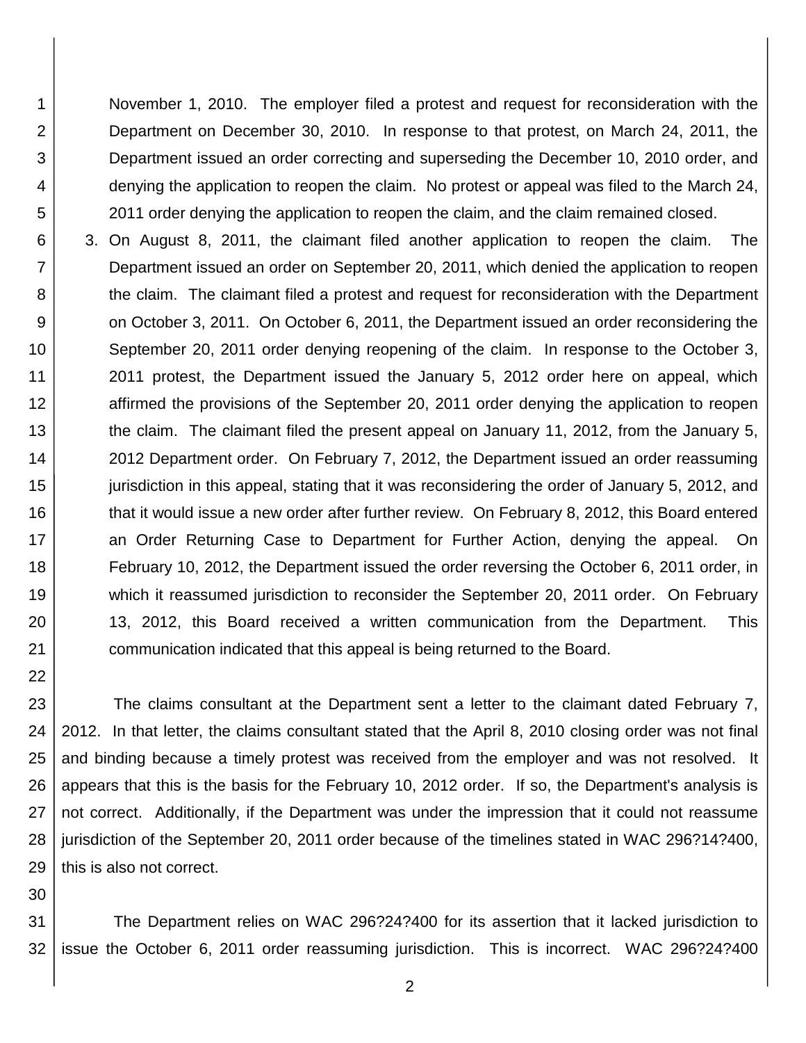November 1, 2010. The employer filed a protest and request for reconsideration with the Department on December 30, 2010. In response to that protest, on March 24, 2011, the Department issued an order correcting and superseding the December 10, 2010 order, and denying the application to reopen the claim. No protest or appeal was filed to the March 24, 2011 order denying the application to reopen the claim, and the claim remained closed.

3. On August 8, 2011, the claimant filed another application to reopen the claim. The Department issued an order on September 20, 2011, which denied the application to reopen the claim. The claimant filed a protest and request for reconsideration with the Department on October 3, 2011. On October 6, 2011, the Department issued an order reconsidering the September 20, 2011 order denying reopening of the claim. In response to the October 3, 2011 protest, the Department issued the January 5, 2012 order here on appeal, which affirmed the provisions of the September 20, 2011 order denying the application to reopen the claim. The claimant filed the present appeal on January 11, 2012, from the January 5, 2012 Department order. On February 7, 2012, the Department issued an order reassuming jurisdiction in this appeal, stating that it was reconsidering the order of January 5, 2012, and that it would issue a new order after further review. On February 8, 2012, this Board entered an Order Returning Case to Department for Further Action, denying the appeal. On February 10, 2012, the Department issued the order reversing the October 6, 2011 order, in which it reassumed jurisdiction to reconsider the September 20, 2011 order. On February 13, 2012, this Board received a written communication from the Department. This communication indicated that this appeal is being returned to the Board.

The claims consultant at the Department sent a letter to the claimant dated February 7, 2012. In that letter, the claims consultant stated that the April 8, 2010 closing order was not final and binding because a timely protest was received from the employer and was not resolved. It appears that this is the basis for the February 10, 2012 order. If so, the Department's analysis is not correct. Additionally, if the Department was under the impression that it could not reassume jurisdiction of the September 20, 2011 order because of the timelines stated in WAC 296?14?400, this is also not correct.

The Department relies on WAC 296?24?400 for its assertion that it lacked jurisdiction to issue the October 6, 2011 order reassuming jurisdiction. This is incorrect. WAC 296?24?400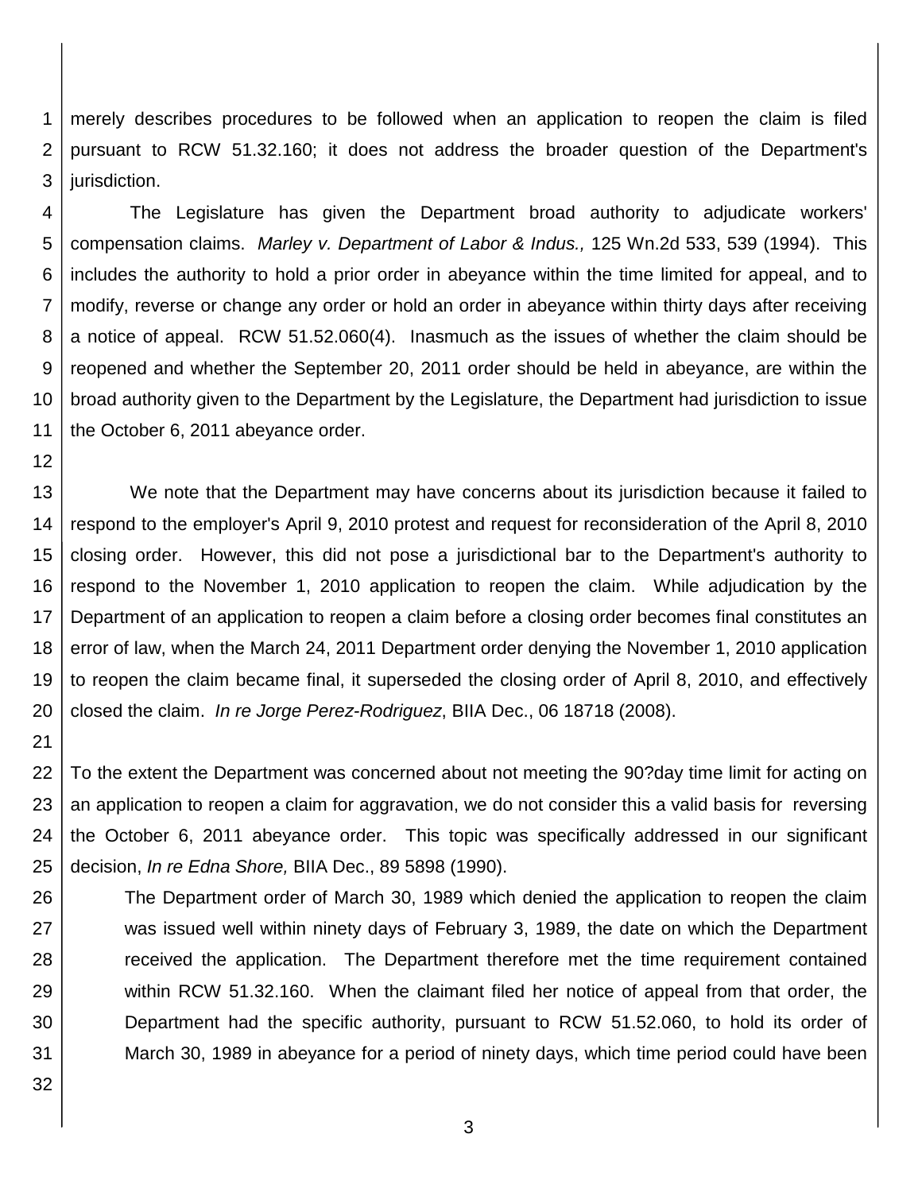merely describes procedures to be followed when an application to reopen the claim is filed pursuant to RCW 51.32.160; it does not address the broader question of the Department's jurisdiction.

The Legislature has given the Department broad authority to adjudicate workers' compensation claims. *Marley v. Department of Labor & Indus.,* 125 Wn.2d 533, 539 (1994). This includes the authority to hold a prior order in abeyance within the time limited for appeal, and to modify, reverse or change any order or hold an order in abeyance within thirty days after receiving a notice of appeal. RCW 51.52.060(4). Inasmuch as the issues of whether the claim should be reopened and whether the September 20, 2011 order should be held in abeyance, are within the broad authority given to the Department by the Legislature, the Department had jurisdiction to issue the October 6, 2011 abeyance order.

We note that the Department may have concerns about its jurisdiction because it failed to respond to the employer's April 9, 2010 protest and request for reconsideration of the April 8, 2010 closing order. However, this did not pose a jurisdictional bar to the Department's authority to respond to the November 1, 2010 application to reopen the claim. While adjudication by the Department of an application to reopen a claim before a closing order becomes final constitutes an error of law, when the March 24, 2011 Department order denying the November 1, 2010 application to reopen the claim became final, it superseded the closing order of April 8, 2010, and effectively closed the claim. *In re Jorge Perez-Rodriguez*, BIIA Dec., 06 18718 (2008).

To the extent the Department was concerned about not meeting the 90?day time limit for acting on an application to reopen a claim for aggravation, we do not consider this a valid basis for reversing the October 6, 2011 abeyance order. This topic was specifically addressed in our significant decision, *In re Edna Shore,* BIIA Dec., 89 5898 (1990).

> The Department order of March 30, 1989 which denied the application to reopen the claim was issued well within ninety days of February 3, 1989, the date on which the Department received the application. The Department therefore met the time requirement contained within RCW 51.32.160. When the claimant filed her notice of appeal from that order, the Department had the specific authority, pursuant to RCW 51.52.060, to hold its order of March 30, 1989 in abeyance for a period of ninety days, which time period could have been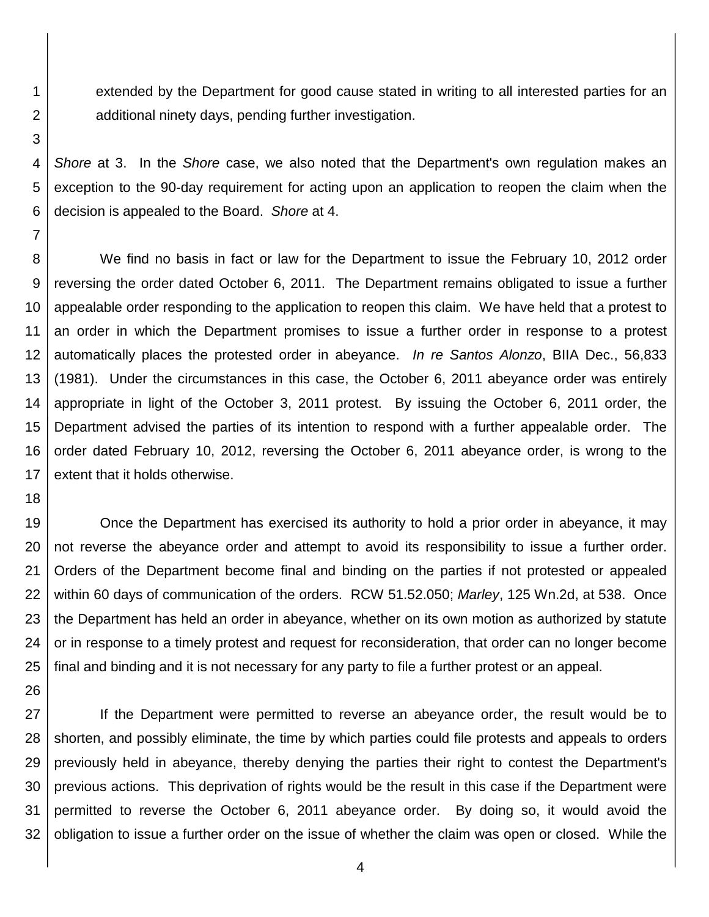extended by the Department for good cause stated in writing to all interested parties for an additional ninety days, pending further investigation.

*Shore* at 3. In the *Shore* case, we also noted that the Department's own regulation makes an exception to the 90-day requirement for acting upon an application to reopen the claim when the decision is appealed to the Board. *Shore* at 4.

We find no basis in fact or law for the Department to issue the February 10, 2012 order reversing the order dated October 6, 2011. The Department remains obligated to issue a further appealable order responding to the application to reopen this claim. We have held that a protest to an order in which the Department promises to issue a further order in response to a protest automatically places the protested order in abeyance. *In re Santos Alonzo*, BIIA Dec., 56,833 (1981). Under the circumstances in this case, the October 6, 2011 abeyance order was entirely appropriate in light of the October 3, 2011 protest. By issuing the October 6, 2011 order, the Department advised the parties of its intention to respond with a further appealable order. The order dated February 10, 2012, reversing the October 6, 2011 abeyance order, is wrong to the extent that it holds otherwise.

Once the Department has exercised its authority to hold a prior order in abeyance, it may not reverse the abeyance order and attempt to avoid its responsibility to issue a further order. Orders of the Department become final and binding on the parties if not protested or appealed within 60 days of communication of the orders. RCW 51.52.050; *Marley*, 125 Wn.2d, at 538. Once the Department has held an order in abeyance, whether on its own motion as authorized by statute or in response to a timely protest and request for reconsideration, that order can no longer become final and binding and it is not necessary for any party to file a further protest or an appeal.

If the Department were permitted to reverse an abeyance order, the result would be to shorten, and possibly eliminate, the time by which parties could file protests and appeals to orders previously held in abeyance, thereby denying the parties their right to contest the Department's previous actions. This deprivation of rights would be the result in this case if the Department were permitted to reverse the October 6, 2011 abeyance order. By doing so, it would avoid the obligation to issue a further order on the issue of whether the claim was open or closed. While the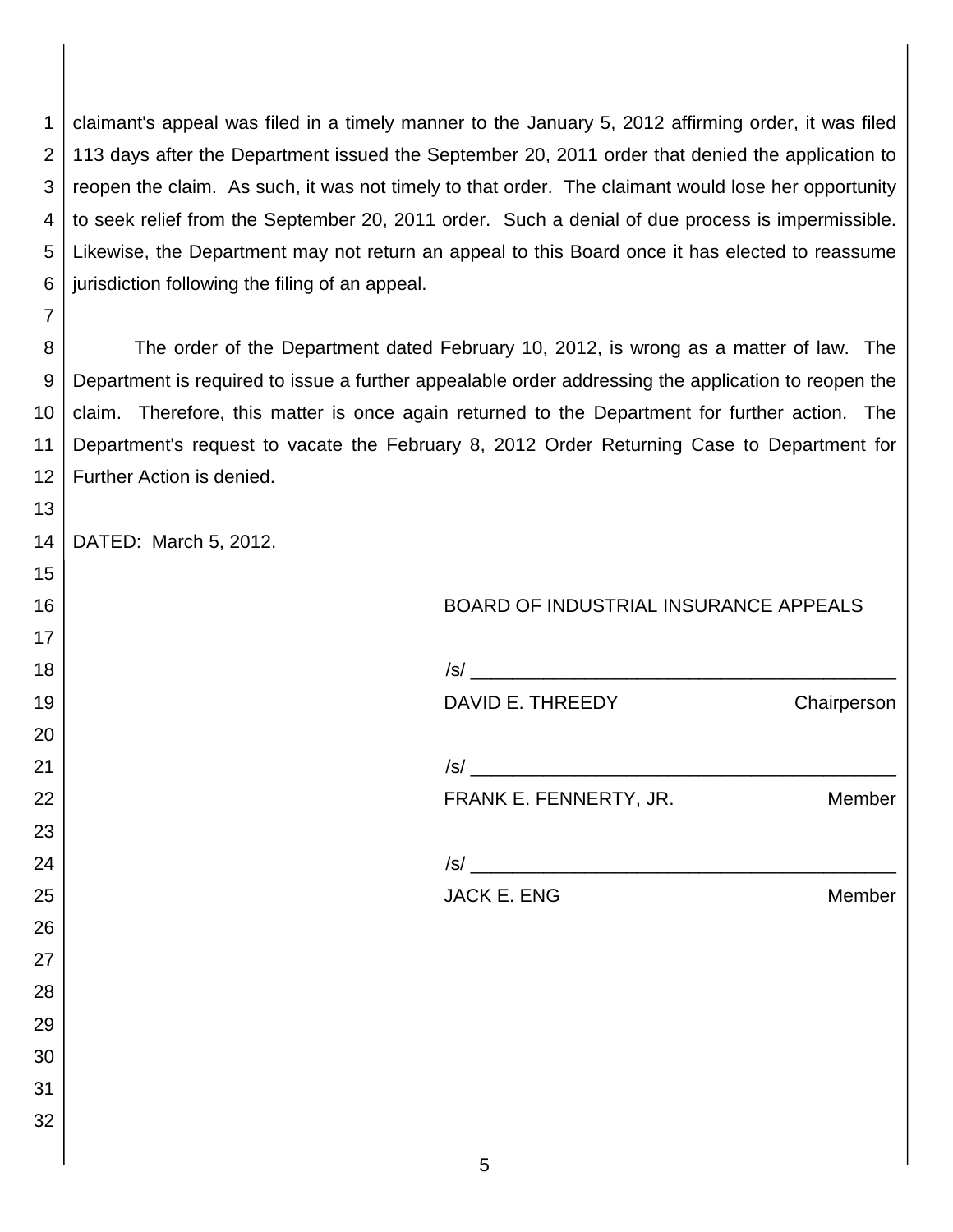claimant's appeal was filed in a timely manner to the January 5, 2012 affirming order, it was filed 113 days after the Department issued the September 20, 2011 order that denied the application to reopen the claim. As such, it was not timely to that order. The claimant would lose her opportunity to seek relief from the September 20, 2011 order. Such a denial of due process is impermissible. Likewise, the Department may not return an appeal to this Board once it has elected to reassume jurisdiction following the filing of an appeal.

The order of the Department dated February 10, 2012, is wrong as a matter of law. The Department is required to issue a further appealable order addressing the application to reopen the claim. Therefore, this matter is once again returned to the Department for further action. The Department's request to vacate the February 8, 2012 Order Returning Case to Department for Further Action is denied.

DATED: March 5, 2012.

BOARD OF INDUSTRIAL INSURANCE APPEALS

/s/ ________________________________________

DAVID E. THREEDY Chairperson

/s/ ________________________________________

FRANK E. FENNERTY, JR. Member

/s/ ________________________________________

JACK E. ENG Member